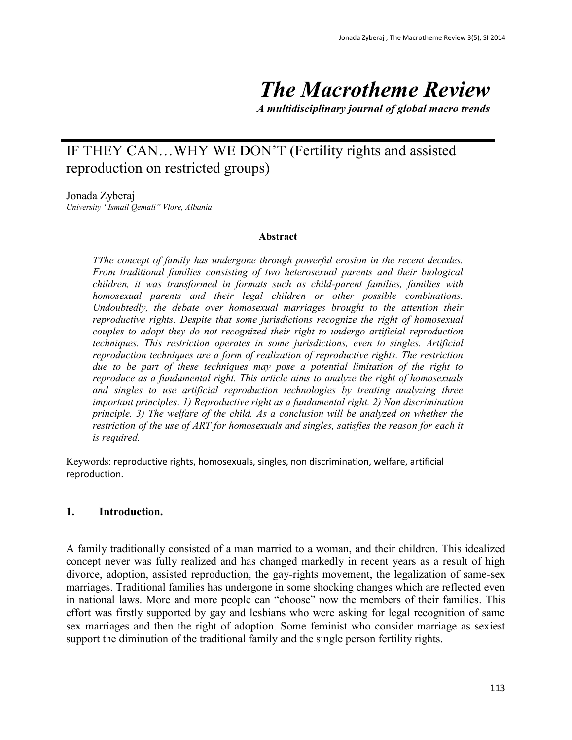# *The Macrotheme Review*

***A multidisciplinary journal of global macro trends***

## IF THEY CAN…WHY WE DON'T (Fertility rights and assisted reproduction on restricted groups)

Jonada Zyberaj
*University "Ismail Qemali" Vlore, Albania*

**Abstract**

*TThe concept of family has undergone through powerful erosion in the recent decades. From traditional families consisting of two heterosexual parents and their biological children, it was transformed in formats such as child-parent families, families with homosexual parents and their legal children or other possible combinations. Undoubtedly, the debate over homosexual marriages brought to the attention their reproductive rights. Despite that some jurisdictions recognize the right of homosexual couples to adopt they do not recognized their right to undergo artificial reproduction techniques. This restriction operates in some jurisdictions, even to singles. Artificial reproduction techniques are a form of realization of reproductive rights. The restriction due to be part of these techniques may pose a potential limitation of the right to reproduce as a fundamental right. This article aims to analyze the right of homosexuals and singles to use artificial reproduction technologies by treating analyzing three important principles: 1) Reproductive right as a fundamental right. 2) Non discrimination principle. 3) The welfare of the child. As a conclusion will be analyzed on whether the restriction of the use of ART for homosexuals and singles, satisfies the reason for each it is required.*

Keywords: reproductive rights, homosexuals, singles, non discrimination, welfare, artificial reproduction.

### 1. Introduction.

A family traditionally consisted of a man married to a woman, and their children. This idealized concept never was fully realized and has changed markedly in recent years as a result of high divorce, adoption, assisted reproduction, the gay-rights movement, the legalization of same-sex marriages. Traditional families has undergone in some shocking changes which are reflected even in national laws. More and more people can "choose" now the members of their families. This effort was firstly supported by gay and lesbians who were asking for legal recognition of same sex marriages and then the right of adoption. Some feminist who consider marriage as sexiest support the diminution of the traditional family and the single person fertility rights.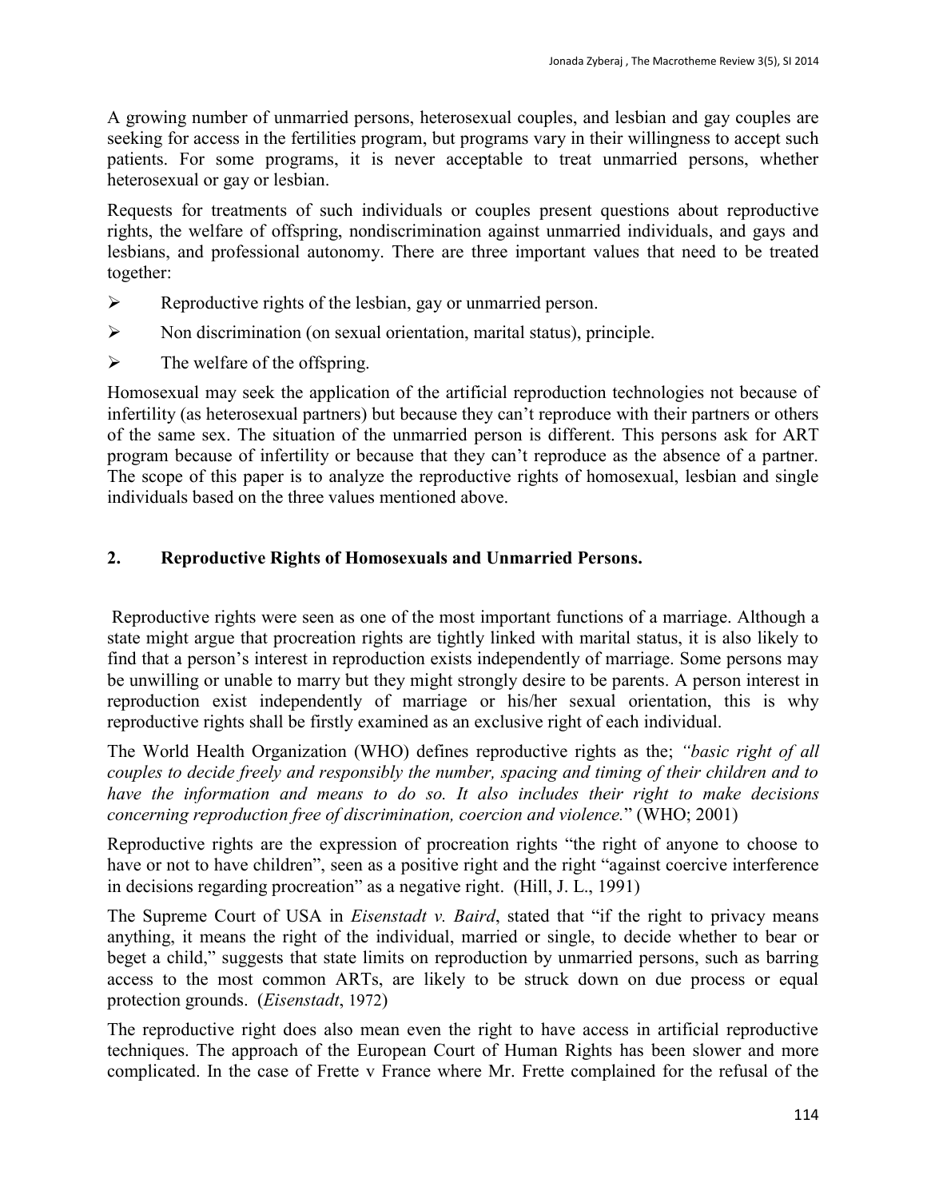A growing number of unmarried persons, heterosexual couples, and lesbian and gay couples are seeking for access in the fertilities program, but programs vary in their willingness to accept such patients. For some programs, it is never acceptable to treat unmarried persons, whether heterosexual or gay or lesbian.

Requests for treatments of such individuals or couples present questions about reproductive rights, the welfare of offspring, nondiscrimination against unmarried individuals, and gays and lesbians, and professional autonomy. There are three important values that need to be treated together:

- Reproductive rights of the lesbian, gay or unmarried person.
- Non discrimination (on sexual orientation, marital status), principle.
- The welfare of the offspring.

Homosexual may seek the application of the artificial reproduction technologies not because of infertility (as heterosexual partners) but because they can't reproduce with their partners or others of the same sex. The situation of the unmarried person is different. This persons ask for ART program because of infertility or because that they can't reproduce as the absence of a partner. The scope of this paper is to analyze the reproductive rights of homosexual, lesbian and single individuals based on the three values mentioned above.

## 2. Reproductive Rights of Homosexuals and Unmarried Persons.

Reproductive rights were seen as one of the most important functions of a marriage. Although a state might argue that procreation rights are tightly linked with marital status, it is also likely to find that a person's interest in reproduction exists independently of marriage. Some persons may be unwilling or unable to marry but they might strongly desire to be parents. A person interest in reproduction exist independently of marriage or his/her sexual orientation, this is why reproductive rights shall be firstly examined as an exclusive right of each individual.

The World Health Organization (WHO) defines reproductive rights as the; *"basic right of all couples to decide freely and responsibly the number, spacing and timing of their children and to have the information and means to do so. It also includes their right to make decisions concerning reproduction free of discrimination, coercion and violence.*" (WHO; 2001)

Reproductive rights are the expression of procreation rights "the right of anyone to choose to have or not to have children", seen as a positive right and the right "against coercive interference in decisions regarding procreation" as a negative right. (Hill, J. L., 1991)

The Supreme Court of USA in *Eisenstadt v. Baird*, stated that "if the right to privacy means anything, it means the right of the individual, married or single, to decide whether to bear or beget a child," suggests that state limits on reproduction by unmarried persons, such as barring access to the most common ARTs, are likely to be struck down on due process or equal protection grounds. (*Eisenstadt*, 1972)

The reproductive right does also mean even the right to have access in artificial reproductive techniques. The approach of the European Court of Human Rights has been slower and more complicated. In the case of Frette v France where Mr. Frette complained for the refusal of the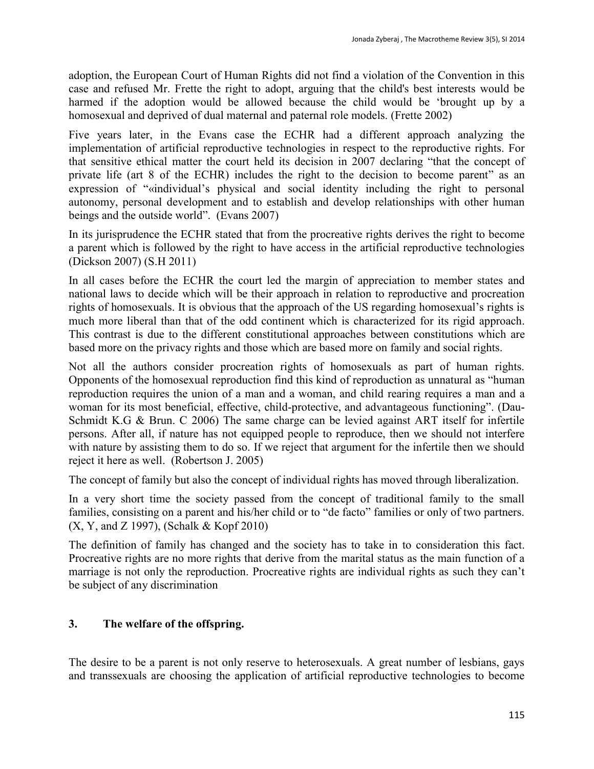adoption, the European Court of Human Rights did not find a violation of the Convention in this case and refused Mr. Frette the right to adopt, arguing that the child's best interests would be harmed if the adoption would be allowed because the child would be 'brought up by a homosexual and deprived of dual maternal and paternal role models. (Frette 2002)

Five years later, in the Evans case the ECHR had a different approach analyzing the implementation of artificial reproductive technologies in respect to the reproductive rights. For that sensitive ethical matter the court held its decision in 2007 declaring "that the concept of private life (art 8 of the ECHR) includes the right to the decision to become parent" as an expression of "«individual's physical and social identity including the right to personal autonomy, personal development and to establish and develop relationships with other human beings and the outside world". (Evans 2007)

In its jurisprudence the ECHR stated that from the procreative rights derives the right to become a parent which is followed by the right to have access in the artificial reproductive technologies (Dickson 2007) (S.H 2011)

In all cases before the ECHR the court led the margin of appreciation to member states and national laws to decide which will be their approach in relation to reproductive and procreation rights of homosexuals. It is obvious that the approach of the US regarding homosexual's rights is much more liberal than that of the odd continent which is characterized for its rigid approach. This contrast is due to the different constitutional approaches between constitutions which are based more on the privacy rights and those which are based more on family and social rights.

Not all the authors consider procreation rights of homosexuals as part of human rights. Opponents of the homosexual reproduction find this kind of reproduction as unnatural as "human reproduction requires the union of a man and a woman, and child rearing requires a man and a woman for its most beneficial, effective, child-protective, and advantageous functioning". (Dau-Schmidt K.G & Brun. C 2006) The same charge can be levied against ART itself for infertile persons. After all, if nature has not equipped people to reproduce, then we should not interfere with nature by assisting them to do so. If we reject that argument for the infertile then we should reject it here as well. (Robertson J. 2005)

The concept of family but also the concept of individual rights has moved through liberalization.

In a very short time the society passed from the concept of traditional family to the small families, consisting on a parent and his/her child or to "de facto" families or only of two partners. (X, Y, and Z 1997), (Schalk & Kopf 2010)

The definition of family has changed and the society has to take in to consideration this fact. Procreative rights are no more rights that derive from the marital status as the main function of a marriage is not only the reproduction. Procreative rights are individual rights as such they can't be subject of any discrimination

## 3. The welfare of the offspring.

The desire to be a parent is not only reserve to heterosexuals. A great number of lesbians, gays and transsexuals are choosing the application of artificial reproductive technologies to become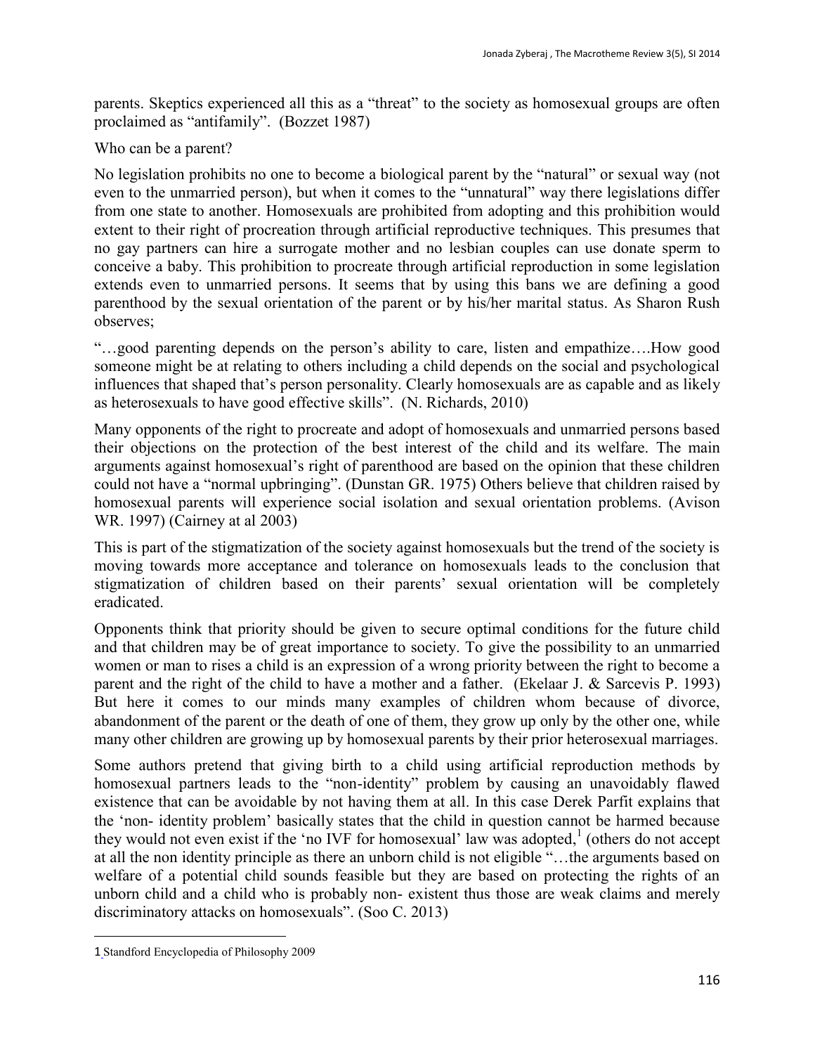parents. Skeptics experienced all this as a "threat" to the society as homosexual groups are often proclaimed as "antifamily". (Bozzet 1987)

Who can be a parent?

No legislation prohibits no one to become a biological parent by the "natural" or sexual way (not even to the unmarried person), but when it comes to the "unnatural" way there legislations differ from one state to another. Homosexuals are prohibited from adopting and this prohibition would extent to their right of procreation through artificial reproductive techniques. This presumes that no gay partners can hire a surrogate mother and no lesbian couples can use donate sperm to conceive a baby. This prohibition to procreate through artificial reproduction in some legislation extends even to unmarried persons. It seems that by using this bans we are defining a good parenthood by the sexual orientation of the parent or by his/her marital status. As Sharon Rush observes;

"…good parenting depends on the person's ability to care, listen and empathize….How good someone might be at relating to others including a child depends on the social and psychological influences that shaped that's person personality. Clearly homosexuals are as capable and as likely as heterosexuals to have good effective skills". (N. Richards, 2010)

Many opponents of the right to procreate and adopt of homosexuals and unmarried persons based their objections on the protection of the best interest of the child and its welfare. The main arguments against homosexual's right of parenthood are based on the opinion that these children could not have a "normal upbringing". (Dunstan GR. 1975) Others believe that children raised by homosexual parents will experience social isolation and sexual orientation problems. (Avison WR. 1997) (Cairney at al 2003)

This is part of the stigmatization of the society against homosexuals but the trend of the society is moving towards more acceptance and tolerance on homosexuals leads to the conclusion that stigmatization of children based on their parents' sexual orientation will be completely eradicated.

Opponents think that priority should be given to secure optimal conditions for the future child and that children may be of great importance to society. To give the possibility to an unmarried women or man to rises a child is an expression of a wrong priority between the right to become a parent and the right of the child to have a mother and a father. (Ekelaar J. & Sarcevis P. 1993) But here it comes to our minds many examples of children whom because of divorce, abandonment of the parent or the death of one of them, they grow up only by the other one, while many other children are growing up by homosexual parents by their prior heterosexual marriages.

Some authors pretend that giving birth to a child using artificial reproduction methods by homosexual partners leads to the "non-identity" problem by causing an unavoidably flawed existence that can be avoidable by not having them at all. In this case Derek Parfit explains that the 'non- identity problem' basically states that the child in question cannot be harmed because they would not even exist if the 'no IVF for homosexual' law was adopted,[1] (others do not accept at all the non identity principle as there an unborn child is not eligible "…the arguments based on welfare of a potential child sounds feasible but they are based on protecting the rights of an unborn child and a child who is probably non- existent thus those are weak claims and merely discriminatory attacks on homosexuals". (Soo C. 2013)

---

1 Standford Encyclopedia of Philosophy 2009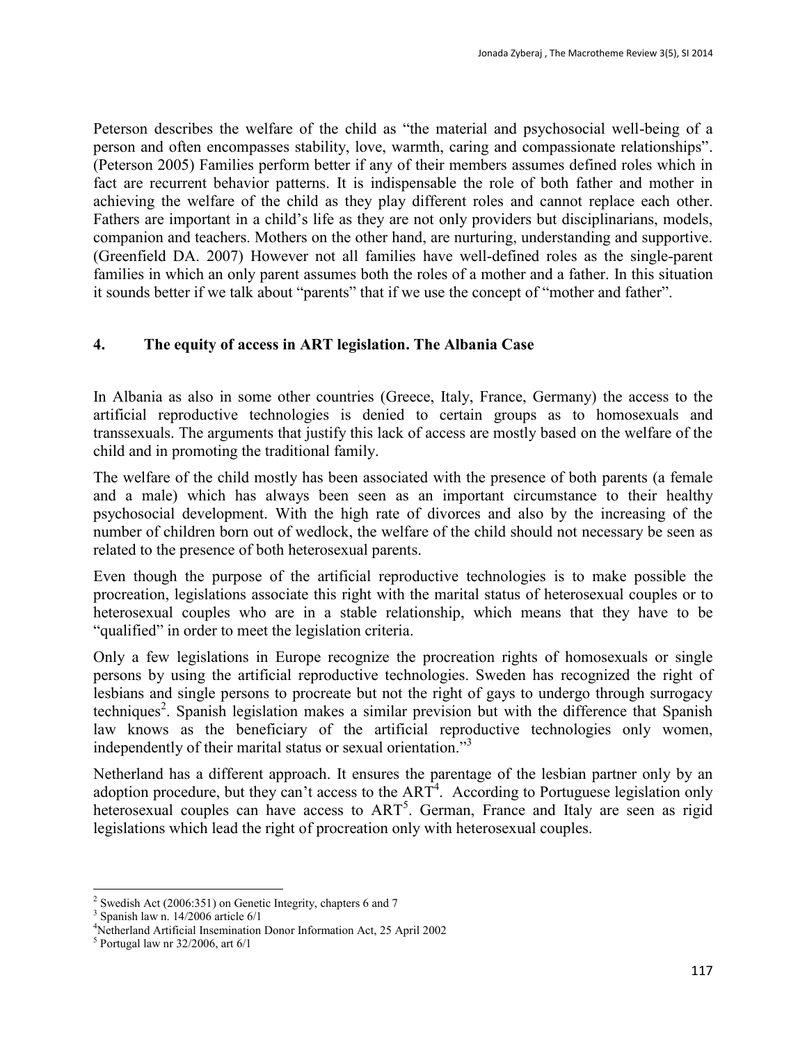Peterson describes the welfare of the child as "the material and psychosocial well-being of a person and often encompasses stability, love, warmth, caring and compassionate relationships". (Peterson 2005) Families perform better if any of their members assumes defined roles which in fact are recurrent behavior patterns. It is indispensable the role of both father and mother in achieving the welfare of the child as they play different roles and cannot replace each other. Fathers are important in a child's life as they are not only providers but disciplinarians, models, companion and teachers. Mothers on the other hand, are nurturing, understanding and supportive. (Greenfield DA. 2007) However not all families have well-defined roles as the single-parent families in which an only parent assumes both the roles of a mother and a father. In this situation it sounds better if we talk about "parents" that if we use the concept of "mother and father".

## 4. The equity of access in ART legislation. The Albania Case

In Albania as also in some other countries (Greece, Italy, France, Germany) the access to the artificial reproductive technologies is denied to certain groups as to homosexuals and transsexuals. The arguments that justify this lack of access are mostly based on the welfare of the child and in promoting the traditional family.

The welfare of the child mostly has been associated with the presence of both parents (a female and a male) which has always been seen as an important circumstance to their healthy psychosocial development. With the high rate of divorces and also by the increasing of the number of children born out of wedlock, the welfare of the child should not necessary be seen as related to the presence of both heterosexual parents.

Even though the purpose of the artificial reproductive technologies is to make possible the procreation, legislations associate this right with the marital status of heterosexual couples or to heterosexual couples who are in a stable relationship, which means that they have to be "qualified" in order to meet the legislation criteria.

Only a few legislations in Europe recognize the procreation rights of homosexuals or single persons by using the artificial reproductive technologies. Sweden has recognized the right of lesbians and single persons to procreate but not the right of gays to undergo through surrogacy techniques[2]. Spanish legislation makes a similar prevision but with the difference that Spanish law knows as the beneficiary of the artificial reproductive technologies only women, independently of their marital status or sexual orientation."[3]

Netherland has a different approach. It ensures the parentage of the lesbian partner only by an adoption procedure, but they can't access to the ART[4]. According to Portuguese legislation only heterosexual couples can have access to ART[5]. German, France and Italy are seen as rigid legislations which lead the right of procreation only with heterosexual couples.

---

[2] Swedish Act (2006:351) on Genetic Integrity, chapters 6 and 7

[3] Spanish law n. 14/2006 article 6/1

[4] Netherland Artificial Insemination Donor Information Act, 25 April 2002

[5] Portugal law nr 32/2006, art 6/1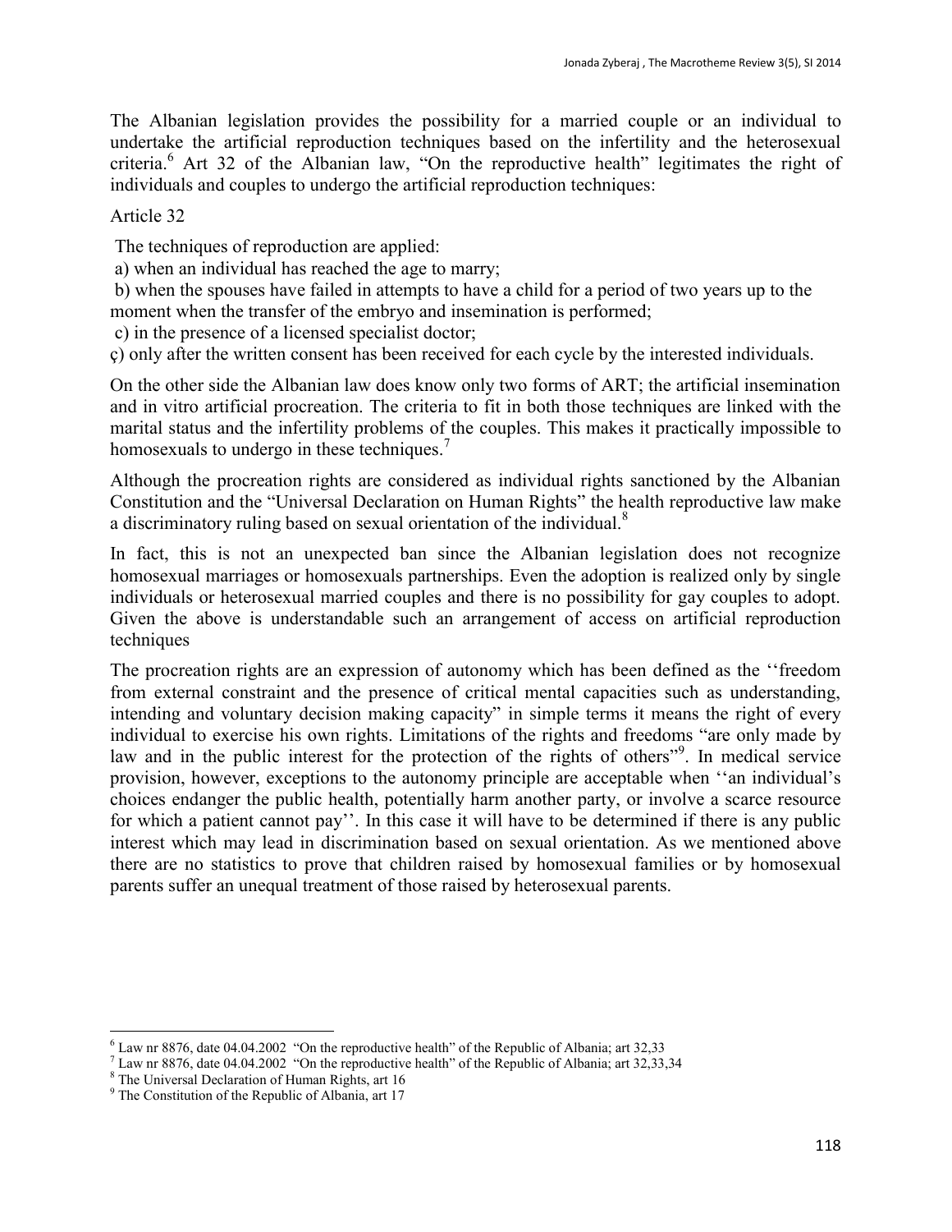The Albanian legislation provides the possibility for a married couple or an individual to undertake the artificial reproduction techniques based on the infertility and the heterosexual criteria.[6] Art 32 of the Albanian law, "On the reproductive health" legitimates the right of individuals and couples to undergo the artificial reproduction techniques:

Article 32

The techniques of reproduction are applied:

a) when an individual has reached the age to marry;

b) when the spouses have failed in attempts to have a child for a period of two years up to the moment when the transfer of the embryo and insemination is performed;

c) in the presence of a licensed specialist doctor;

ç) only after the written consent has been received for each cycle by the interested individuals.

On the other side the Albanian law does know only two forms of ART; the artificial insemination and in vitro artificial procreation. The criteria to fit in both those techniques are linked with the marital status and the infertility problems of the couples. This makes it practically impossible to homosexuals to undergo in these techniques.[7]

Although the procreation rights are considered as individual rights sanctioned by the Albanian Constitution and the "Universal Declaration on Human Rights" the health reproductive law make a discriminatory ruling based on sexual orientation of the individual.[8]

In fact, this is not an unexpected ban since the Albanian legislation does not recognize homosexual marriages or homosexuals partnerships. Even the adoption is realized only by single individuals or heterosexual married couples and there is no possibility for gay couples to adopt. Given the above is understandable such an arrangement of access on artificial reproduction techniques

The procreation rights are an expression of autonomy which has been defined as the ''freedom from external constraint and the presence of critical mental capacities such as understanding, intending and voluntary decision making capacity" in simple terms it means the right of every individual to exercise his own rights. Limitations of the rights and freedoms "are only made by law and in the public interest for the protection of the rights of others"[9]. In medical service provision, however, exceptions to the autonomy principle are acceptable when ''an individual's choices endanger the public health, potentially harm another party, or involve a scarce resource for which a patient cannot pay''. In this case it will have to be determined if there is any public interest which may lead in discrimination based on sexual orientation. As we mentioned above there are no statistics to prove that children raised by homosexual families or by homosexual parents suffer an unequal treatment of those raised by heterosexual parents.

---

[6] Law nr 8876, date 04.04.2002 "On the reproductive health" of the Republic of Albania; art 32,33

[7] Law nr 8876, date 04.04.2002 "On the reproductive health" of the Republic of Albania; art 32,33,34

[8] The Universal Declaration of Human Rights, art 16

[9] The Constitution of the Republic of Albania, art 17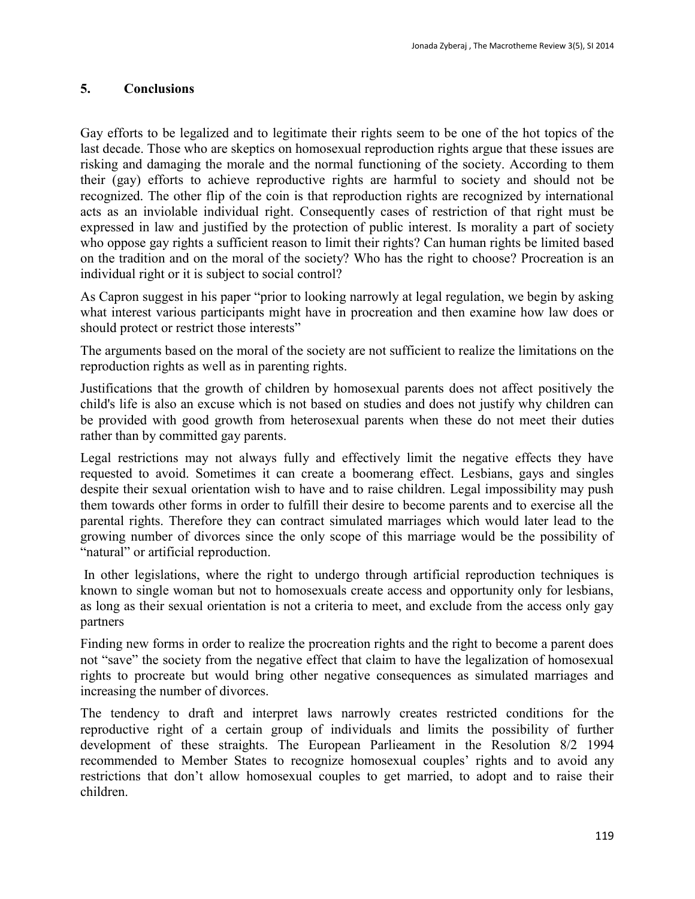## 5. Conclusions

Gay efforts to be legalized and to legitimate their rights seem to be one of the hot topics of the last decade. Those who are skeptics on homosexual reproduction rights argue that these issues are risking and damaging the morale and the normal functioning of the society. According to them their (gay) efforts to achieve reproductive rights are harmful to society and should not be recognized. The other flip of the coin is that reproduction rights are recognized by international acts as an inviolable individual right. Consequently cases of restriction of that right must be expressed in law and justified by the protection of public interest. Is morality a part of society who oppose gay rights a sufficient reason to limit their rights? Can human rights be limited based on the tradition and on the moral of the society? Who has the right to choose? Procreation is an individual right or it is subject to social control?

As Capron suggest in his paper "prior to looking narrowly at legal regulation, we begin by asking what interest various participants might have in procreation and then examine how law does or should protect or restrict those interests"

The arguments based on the moral of the society are not sufficient to realize the limitations on the reproduction rights as well as in parenting rights.

Justifications that the growth of children by homosexual parents does not affect positively the child's life is also an excuse which is not based on studies and does not justify why children can be provided with good growth from heterosexual parents when these do not meet their duties rather than by committed gay parents.

Legal restrictions may not always fully and effectively limit the negative effects they have requested to avoid. Sometimes it can create a boomerang effect. Lesbians, gays and singles despite their sexual orientation wish to have and to raise children. Legal impossibility may push them towards other forms in order to fulfill their desire to become parents and to exercise all the parental rights. Therefore they can contract simulated marriages which would later lead to the growing number of divorces since the only scope of this marriage would be the possibility of "natural" or artificial reproduction.

In other legislations, where the right to undergo through artificial reproduction techniques is known to single woman but not to homosexuals create access and opportunity only for lesbians, as long as their sexual orientation is not a criteria to meet, and exclude from the access only gay partners

Finding new forms in order to realize the procreation rights and the right to become a parent does not "save" the society from the negative effect that claim to have the legalization of homosexual rights to procreate but would bring other negative consequences as simulated marriages and increasing the number of divorces.

The tendency to draft and interpret laws narrowly creates restricted conditions for the reproductive right of a certain group of individuals and limits the possibility of further development of these straights. The European Parlieament in the Resolution 8/2 1994 recommended to Member States to recognize homosexual couples' rights and to avoid any restrictions that don't allow homosexual couples to get married, to adopt and to raise their children.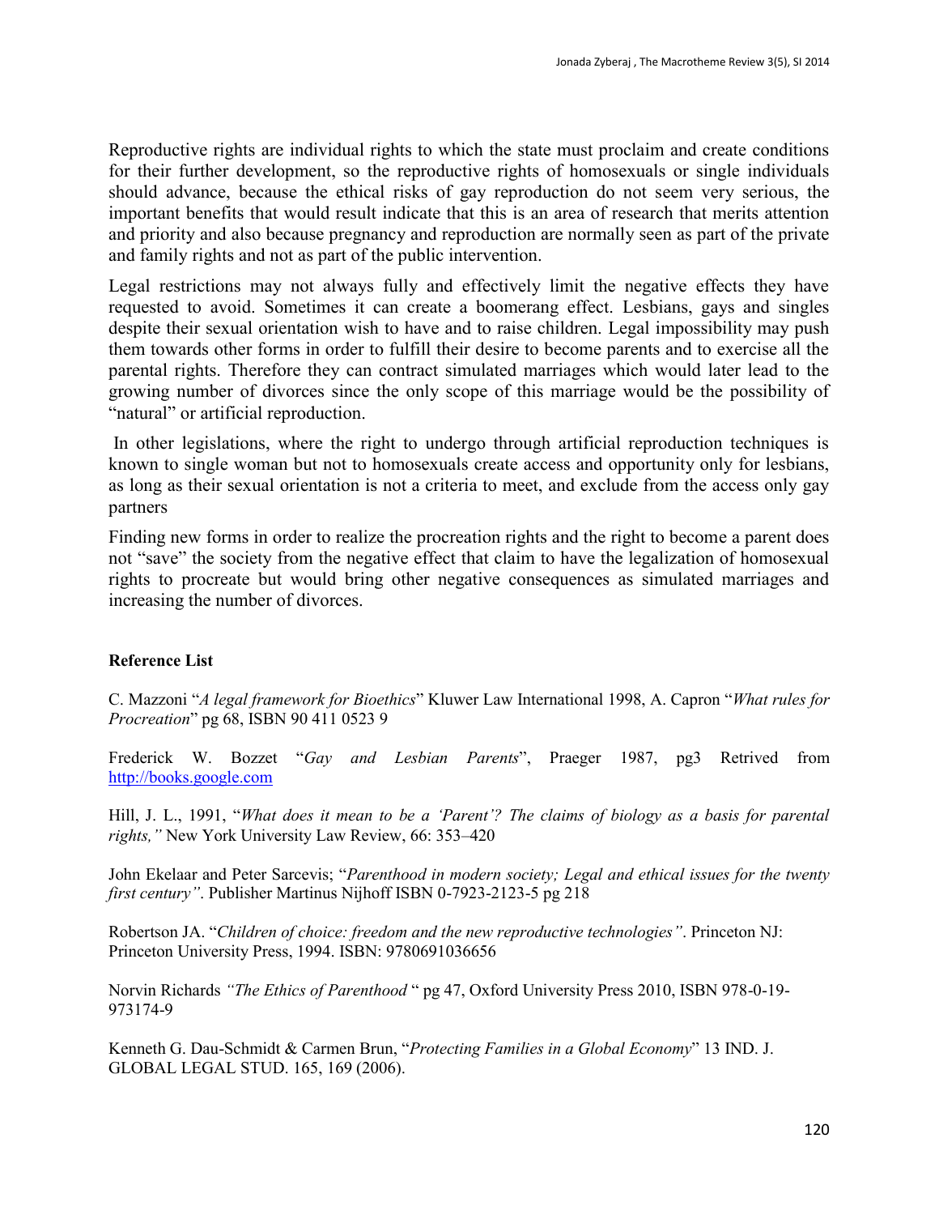Reproductive rights are individual rights to which the state must proclaim and create conditions for their further development, so the reproductive rights of homosexuals or single individuals should advance, because the ethical risks of gay reproduction do not seem very serious, the important benefits that would result indicate that this is an area of research that merits attention and priority and also because pregnancy and reproduction are normally seen as part of the private and family rights and not as part of the public intervention.

Legal restrictions may not always fully and effectively limit the negative effects they have requested to avoid. Sometimes it can create a boomerang effect. Lesbians, gays and singles despite their sexual orientation wish to have and to raise children. Legal impossibility may push them towards other forms in order to fulfill their desire to become parents and to exercise all the parental rights. Therefore they can contract simulated marriages which would later lead to the growing number of divorces since the only scope of this marriage would be the possibility of "natural" or artificial reproduction.

In other legislations, where the right to undergo through artificial reproduction techniques is known to single woman but not to homosexuals create access and opportunity only for lesbians, as long as their sexual orientation is not a criteria to meet, and exclude from the access only gay partners

Finding new forms in order to realize the procreation rights and the right to become a parent does not "save" the society from the negative effect that claim to have the legalization of homosexual rights to procreate but would bring other negative consequences as simulated marriages and increasing the number of divorces.

**Reference List**

C. Mazzoni "*A legal framework for Bioethics*" Kluwer Law International 1998, A. Capron "*What rules for Procreation*" pg 68, ISBN 90 411 0523 9

Frederick W. Bozzet "*Gay and Lesbian Parents*", Praeger 1987, pg3 Retrived from http://books.google.com

Hill, J. L., 1991, "*What does it mean to be a 'Parent'? The claims of biology as a basis for parental rights,"* New York University Law Review, 66: 353–420

John Ekelaar and Peter Sarcevis; "*Parenthood in modern society; Legal and ethical issues for the twenty first century"*. Publisher Martinus Nijhoff ISBN 0-7923-2123-5 pg 218

Robertson JA. "*Children of choice: freedom and the new reproductive technologies"*. Princeton NJ: Princeton University Press, 1994. ISBN: 9780691036656

Norvin Richards *"The Ethics of Parenthood* " pg 47, Oxford University Press 2010, ISBN 978-0-19-973174-9

Kenneth G. Dau-Schmidt & Carmen Brun, "*Protecting Families in a Global Economy*" 13 IND. J. GLOBAL LEGAL STUD. 165, 169 (2006).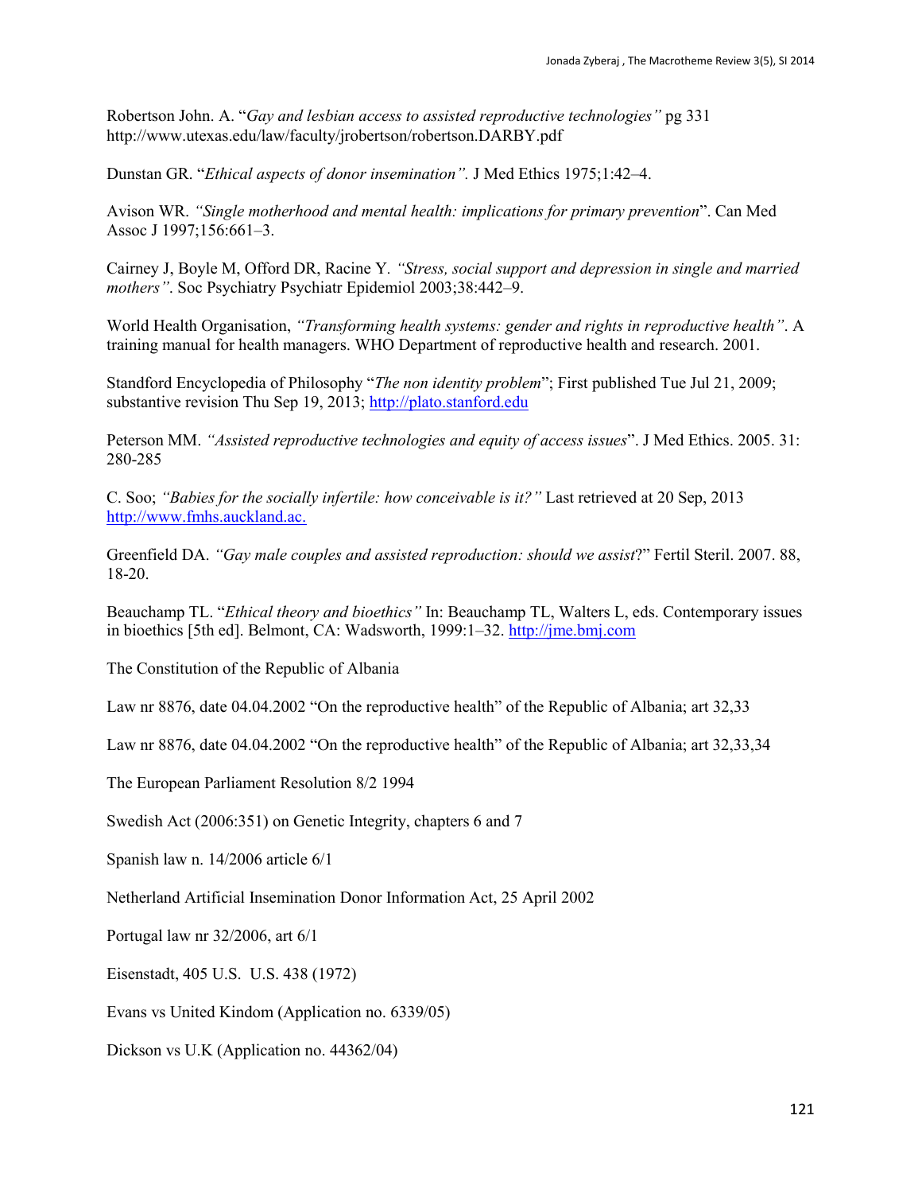Robertson John. A. "*Gay and lesbian access to assisted reproductive technologies"* pg 331 http://www.utexas.edu/law/faculty/jrobertson/robertson.DARBY.pdf

Dunstan GR. "*Ethical aspects of donor insemination".* J Med Ethics 1975;1:42–4.

Avison WR. *"Single motherhood and mental health: implications for primary prevention*". Can Med Assoc J 1997;156:661–3.

Cairney J, Boyle M, Offord DR, Racine Y. *"Stress, social support and depression in single and married mothers".* Soc Psychiatry Psychiatr Epidemiol 2003;38:442–9.

World Health Organisation, *"Transforming health systems: gender and rights in reproductive health"*. A training manual for health managers. WHO Department of reproductive health and research. 2001.

Standford Encyclopedia of Philosophy "*The non identity problem*"; First published Tue Jul 21, 2009; substantive revision Thu Sep 19, 2013; http://plato.stanford.edu

Peterson MM. *"Assisted reproductive technologies and equity of access issues*". J Med Ethics. 2005. 31: 280-285

C. Soo; *"Babies for the socially infertile: how conceivable is it?"* Last retrieved at 20 Sep, 2013 http://www.fmhs.auckland.ac.

Greenfield DA. *"Gay male couples and assisted reproduction: should we assist*?" Fertil Steril. 2007. 88, 18-20.

Beauchamp TL. "*Ethical theory and bioethics"* In: Beauchamp TL, Walters L, eds. Contemporary issues in bioethics [5th ed]. Belmont, CA: Wadsworth, 1999:1–32. http://jme.bmj.com

The Constitution of the Republic of Albania

Law nr 8876, date 04.04.2002 "On the reproductive health" of the Republic of Albania; art 32,33

Law nr 8876, date 04.04.2002 "On the reproductive health" of the Republic of Albania; art 32,33,34

The European Parliament Resolution 8/2 1994

Swedish Act (2006:351) on Genetic Integrity, chapters 6 and 7

Spanish law n. 14/2006 article 6/1

Netherland Artificial Insemination Donor Information Act, 25 April 2002

Portugal law nr 32/2006, art 6/1

Eisenstadt, 405 U.S. U.S. 438 (1972)

Evans vs United Kindom (Application no. 6339/05)

Dickson vs U.K (Application no. 44362/04)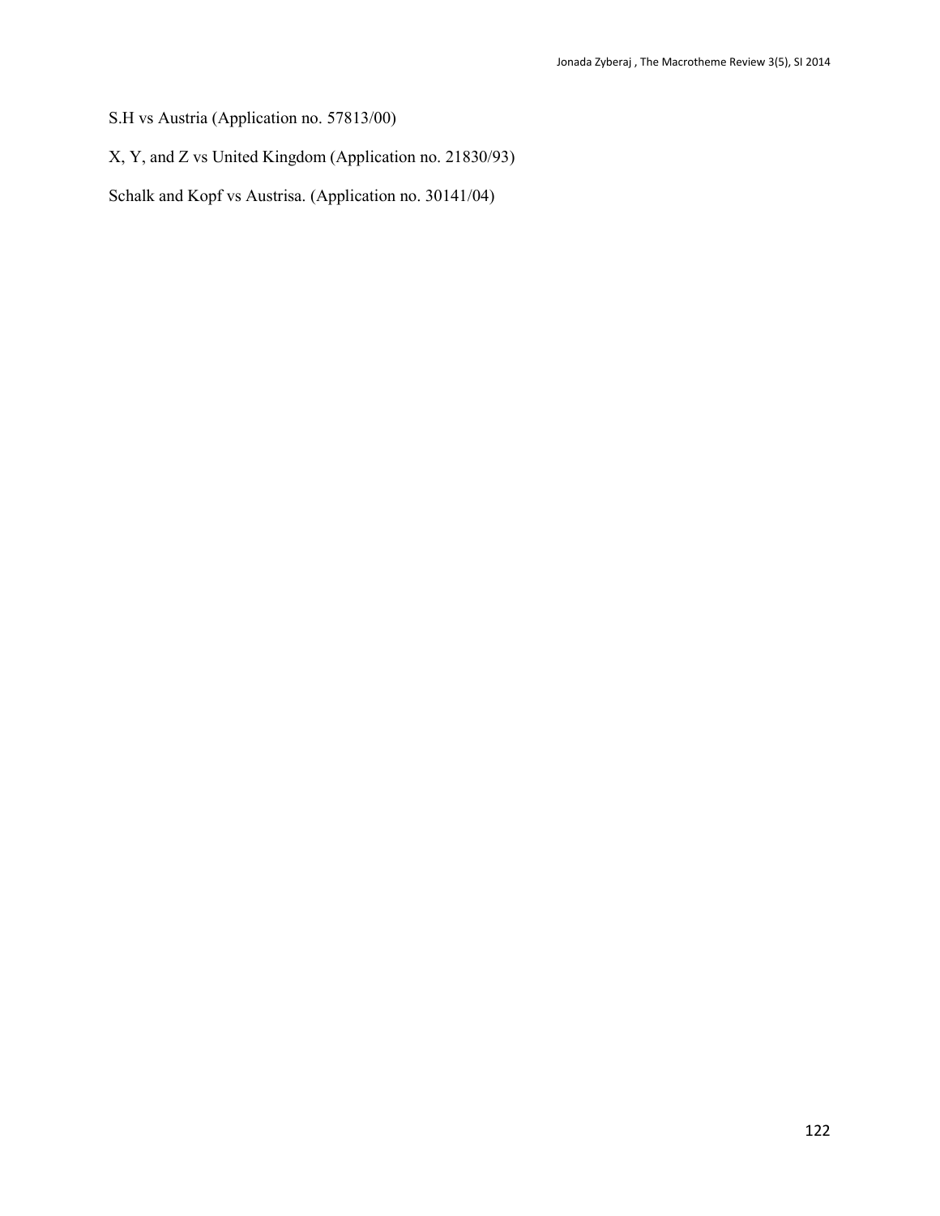S.H vs Austria (Application no. 57813/00)

X, Y, and Z vs United Kingdom (Application no. 21830/93)

Schalk and Kopf vs Austrisa. (Application no. 30141/04)